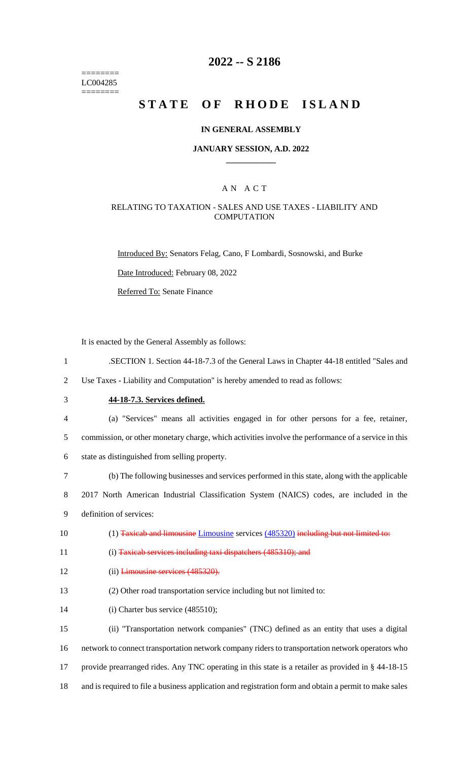========
LC004285
========

# 2022 -- S 2186

# STATE OF RHODE ISLAND

### IN GENERAL ASSEMBLY

### JANUARY SESSION, A.D. 2022

## A N A C T

### RELATING TO TAXATION - SALES AND USE TAXES - LIABILITY AND COMPUTATION

Introduced By: Senators Felag, Cano, F Lombardi, Sosnowski, and Burke

Date Introduced: February 08, 2022

Referred To: Senate Finance

It is enacted by the General Assembly as follows:

1 .SECTION 1. Section 44-18-7.3 of the General Laws in Chapter 44-18 entitled "Sales and
2 Use Taxes - Liability and Computation" is hereby amended to read as follows:

3 **44-18-7.3. Services defined.**

4 (a) "Services" means all activities engaged in for other persons for a fee, retainer,
5 commission, or other monetary charge, which activities involve the performance of a service in this
6 state as distinguished from selling property.

7 (b) The following businesses and services performed in this state, along with the applicable
8 2017 North American Industrial Classification System (NAICS) codes, are included in the
9 definition of services:

10 (1) ~~Taxicab and limousine~~ Limousine services (485320) ~~including but not limited to:~~

11 (i) ~~Taxicab services including taxi dispatchers (485310); and~~

12 (ii) ~~Limousine services (485320).~~

13 (2) Other road transportation service including but not limited to:

14 (i) Charter bus service (485510);

15 (ii) "Transportation network companies" (TNC) defined as an entity that uses a digital
16 network to connect transportation network company riders to transportation network operators who
17 provide prearranged rides. Any TNC operating in this state is a retailer as provided in § 44-18-15
18 and is required to file a business application and registration form and obtain a permit to make sales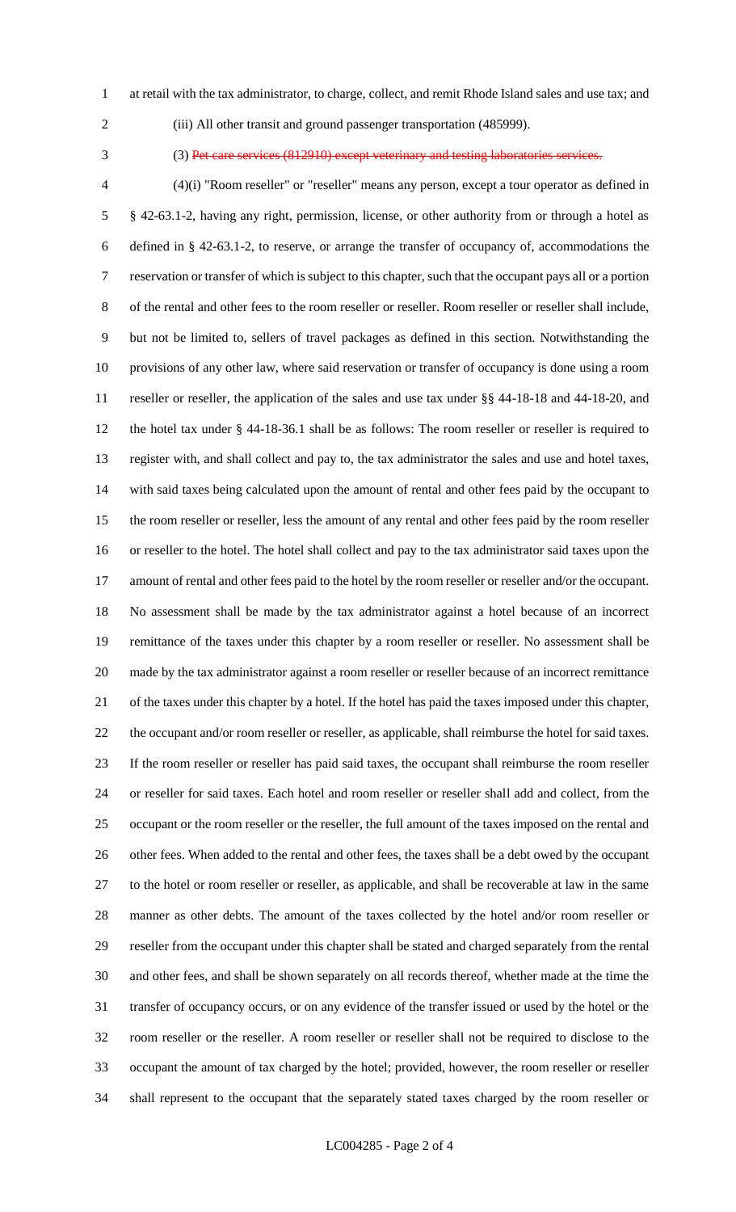at retail with the tax administrator, to charge, collect, and remit Rhode Island sales and use tax; and

(iii) All other transit and ground passenger transportation (485999).

(3) ~~Pet care services (812910) except veterinary and testing laboratories services.~~

(4)(i) "Room reseller" or "reseller" means any person, except a tour operator as defined in § 42-63.1-2, having any right, permission, license, or other authority from or through a hotel as defined in § 42-63.1-2, to reserve, or arrange the transfer of occupancy of, accommodations the reservation or transfer of which is subject to this chapter, such that the occupant pays all or a portion of the rental and other fees to the room reseller or reseller. Room reseller or reseller shall include, but not be limited to, sellers of travel packages as defined in this section. Notwithstanding the provisions of any other law, where said reservation or transfer of occupancy is done using a room reseller or reseller, the application of the sales and use tax under §§ 44-18-18 and 44-18-20, and the hotel tax under § 44-18-36.1 shall be as follows: The room reseller or reseller is required to register with, and shall collect and pay to, the tax administrator the sales and use and hotel taxes, with said taxes being calculated upon the amount of rental and other fees paid by the occupant to the room reseller or reseller, less the amount of any rental and other fees paid by the room reseller or reseller to the hotel. The hotel shall collect and pay to the tax administrator said taxes upon the amount of rental and other fees paid to the hotel by the room reseller or reseller and/or the occupant. No assessment shall be made by the tax administrator against a hotel because of an incorrect remittance of the taxes under this chapter by a room reseller or reseller. No assessment shall be made by the tax administrator against a room reseller or reseller because of an incorrect remittance of the taxes under this chapter by a hotel. If the hotel has paid the taxes imposed under this chapter, the occupant and/or room reseller or reseller, as applicable, shall reimburse the hotel for said taxes. If the room reseller or reseller has paid said taxes, the occupant shall reimburse the room reseller or reseller for said taxes. Each hotel and room reseller or reseller shall add and collect, from the occupant or the room reseller or the reseller, the full amount of the taxes imposed on the rental and other fees. When added to the rental and other fees, the taxes shall be a debt owed by the occupant to the hotel or room reseller or reseller, as applicable, and shall be recoverable at law in the same manner as other debts. The amount of the taxes collected by the hotel and/or room reseller or reseller from the occupant under this chapter shall be stated and charged separately from the rental and other fees, and shall be shown separately on all records thereof, whether made at the time the transfer of occupancy occurs, or on any evidence of the transfer issued or used by the hotel or the room reseller or the reseller. A room reseller or reseller shall not be required to disclose to the occupant the amount of tax charged by the hotel; provided, however, the room reseller or reseller shall represent to the occupant that the separately stated taxes charged by the room reseller or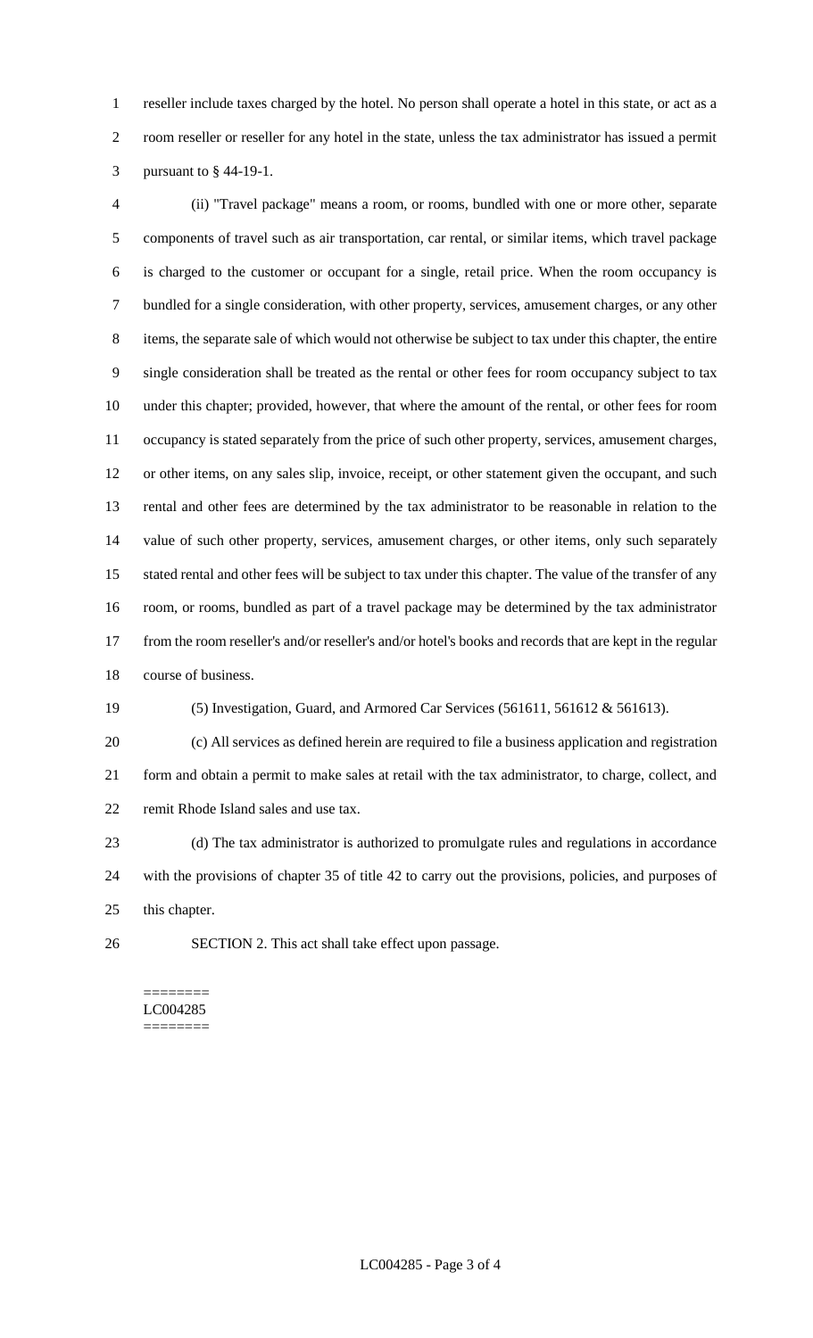reseller include taxes charged by the hotel. No person shall operate a hotel in this state, or act as a room reseller or reseller for any hotel in the state, unless the tax administrator has issued a permit pursuant to § 44-19-1.

(ii) "Travel package" means a room, or rooms, bundled with one or more other, separate components of travel such as air transportation, car rental, or similar items, which travel package is charged to the customer or occupant for a single, retail price. When the room occupancy is bundled for a single consideration, with other property, services, amusement charges, or any other items, the separate sale of which would not otherwise be subject to tax under this chapter, the entire single consideration shall be treated as the rental or other fees for room occupancy subject to tax under this chapter; provided, however, that where the amount of the rental, or other fees for room occupancy is stated separately from the price of such other property, services, amusement charges, or other items, on any sales slip, invoice, receipt, or other statement given the occupant, and such rental and other fees are determined by the tax administrator to be reasonable in relation to the value of such other property, services, amusement charges, or other items, only such separately stated rental and other fees will be subject to tax under this chapter. The value of the transfer of any room, or rooms, bundled as part of a travel package may be determined by the tax administrator from the room reseller's and/or reseller's and/or hotel's books and records that are kept in the regular course of business.

(5) Investigation, Guard, and Armored Car Services (561611, 561612 & 561613).

(c) All services as defined herein are required to file a business application and registration form and obtain a permit to make sales at retail with the tax administrator, to charge, collect, and remit Rhode Island sales and use tax.

(d) The tax administrator is authorized to promulgate rules and regulations in accordance with the provisions of chapter 35 of title 42 to carry out the provisions, policies, and purposes of this chapter.

SECTION 2. This act shall take effect upon passage.

========
LC004285
========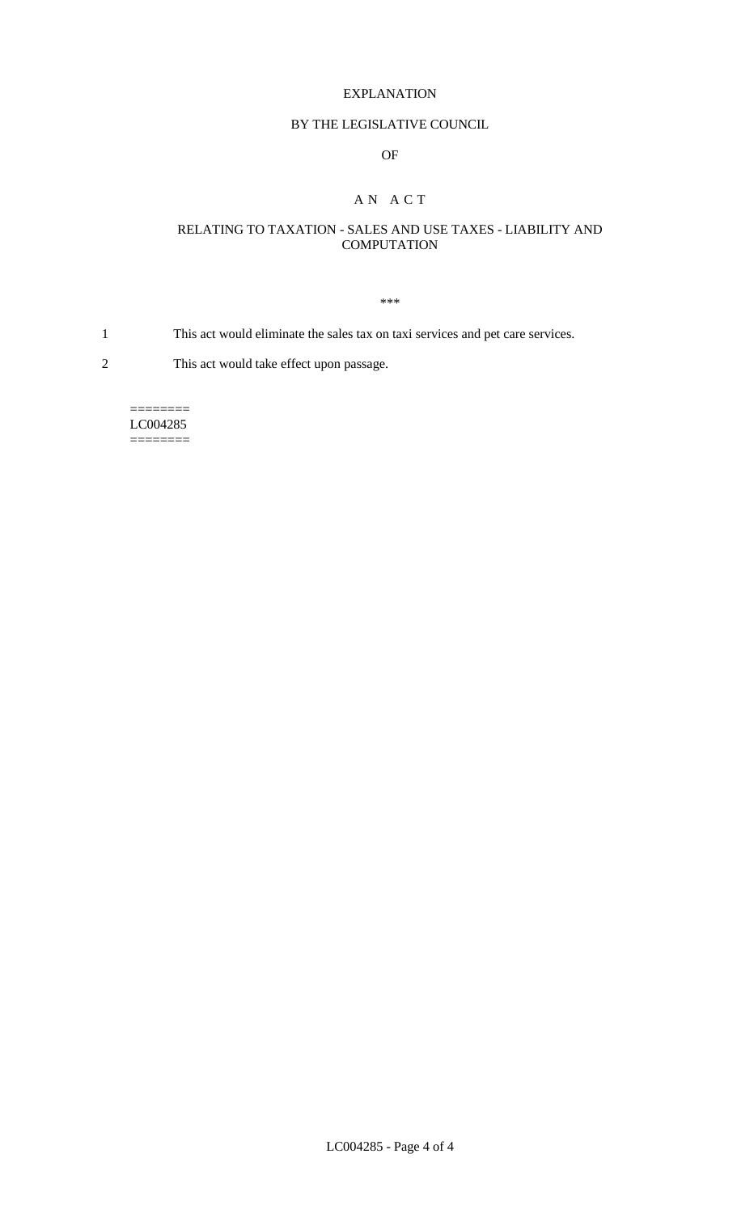EXPLANATION

BY THE LEGISLATIVE COUNCIL

OF

# A N A C T

RELATING TO TAXATION - SALES AND USE TAXES - LIABILITY AND COMPUTATION

\*\*\*

1 This act would eliminate the sales tax on taxi services and pet care services.

2 This act would take effect upon passage.

========
LC004285
========